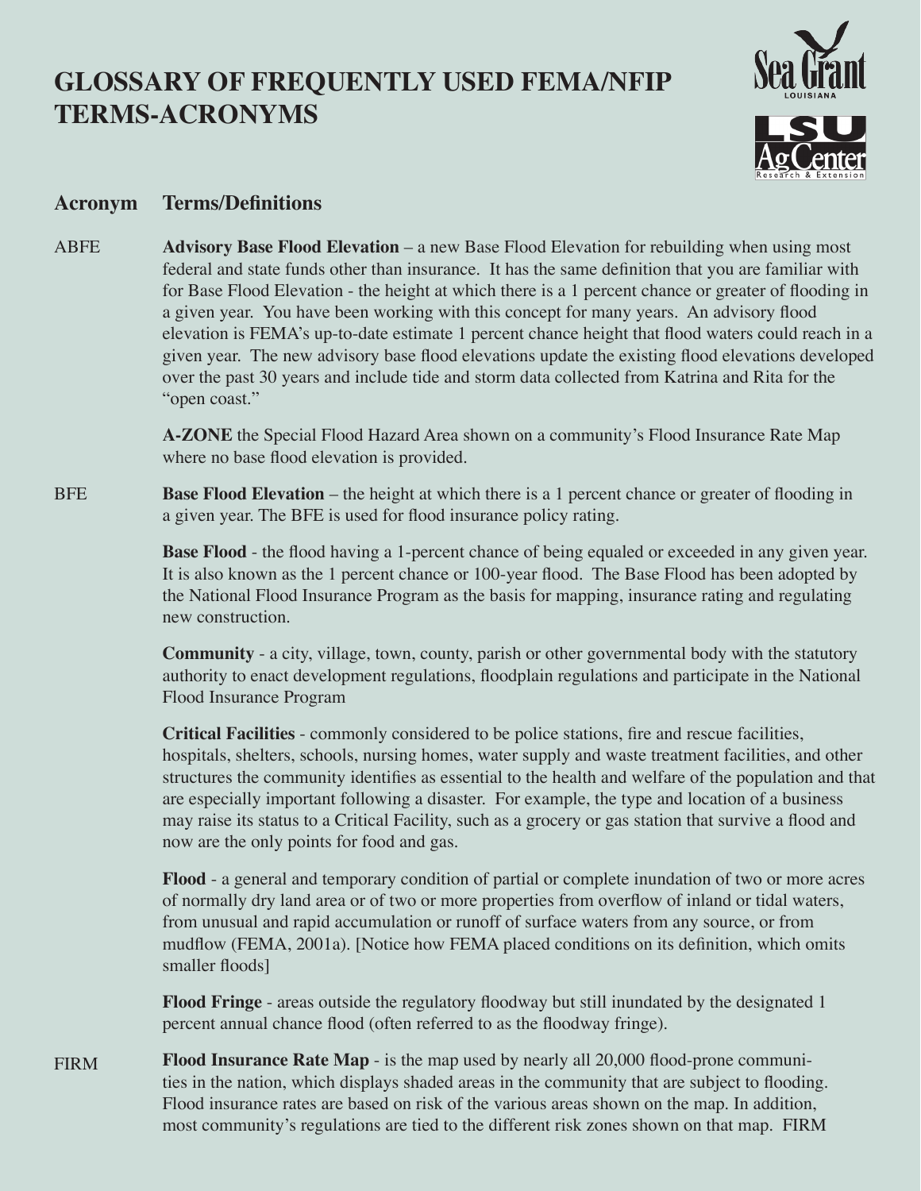# GLOSSARY OF FREQUENTLY USED FEMA/NFIP TERMS-ACRONYMS

| Acronym | Terms/Definitions |
|---|---|
| ABFE | **Advisory Base Flood Elevation** – a new Base Flood Elevation for rebuilding when using most federal and state funds other than insurance. It has the same definition that you are familiar with for Base Flood Elevation - the height at which there is a 1 percent chance or greater of flooding in a given year. You have been working with this concept for many years. An advisory flood elevation is FEMA's up-to-date estimate 1 percent chance height that flood waters could reach in a given year. The new advisory base flood elevations update the existing flood elevations developed over the past 30 years and include tide and storm data collected from Katrina and Rita for the "open coast." |
| | **A-ZONE** the Special Flood Hazard Area shown on a community's Flood Insurance Rate Map where no base flood elevation is provided. |
| BFE | **Base Flood Elevation** – the height at which there is a 1 percent chance or greater of flooding in a given year. The BFE is used for flood insurance policy rating. |
| | **Base Flood** - the flood having a 1-percent chance of being equaled or exceeded in any given year. It is also known as the 1 percent chance or 100-year flood. The Base Flood has been adopted by the National Flood Insurance Program as the basis for mapping, insurance rating and regulating new construction. |
| | **Community** - a city, village, town, county, parish or other governmental body with the statutory authority to enact development regulations, floodplain regulations and participate in the National Flood Insurance Program |
| | **Critical Facilities** - commonly considered to be police stations, fire and rescue facilities, hospitals, shelters, schools, nursing homes, water supply and waste treatment facilities, and other structures the community identifies as essential to the health and welfare of the population and that are especially important following a disaster. For example, the type and location of a business may raise its status to a Critical Facility, such as a grocery or gas station that survive a flood and now are the only points for food and gas. |
| | **Flood** - a general and temporary condition of partial or complete inundation of two or more acres of normally dry land area or of two or more properties from overflow of inland or tidal waters, from unusual and rapid accumulation or runoff of surface waters from any source, or from mudflow (FEMA, 2001a). [Notice how FEMA placed conditions on its definition, which omits smaller floods] |
| | **Flood Fringe** - areas outside the regulatory floodway but still inundated by the designated 1 percent annual chance flood (often referred to as the floodway fringe). |
| FIRM | **Flood Insurance Rate Map** - is the map used by nearly all 20,000 flood-prone communities in the nation, which displays shaded areas in the community that are subject to flooding. Flood insurance rates are based on risk of the various areas shown on the map. In addition, most community's regulations are tied to the different risk zones shown on that map. FIRM |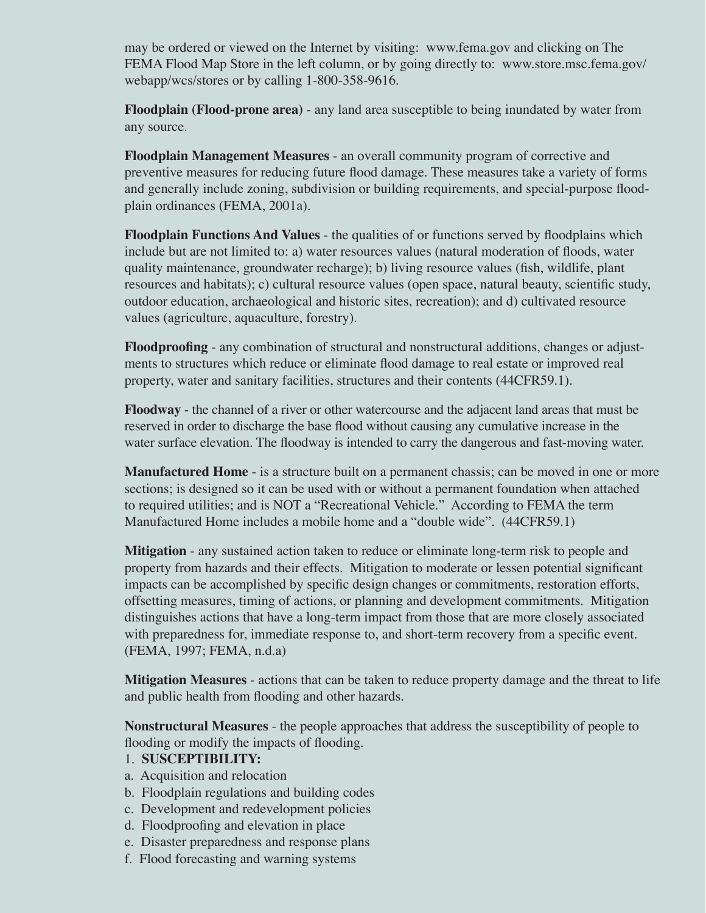may be ordered or viewed on the Internet by visiting: www.fema.gov and clicking on The FEMA Flood Map Store in the left column, or by going directly to: www.store.msc.fema.gov/webapp/wcs/stores or by calling 1-800-358-9616.

**Floodplain (Flood-prone area)** - any land area susceptible to being inundated by water from any source.

**Floodplain Management Measures** - an overall community program of corrective and preventive measures for reducing future flood damage. These measures take a variety of forms and generally include zoning, subdivision or building requirements, and special-purpose floodplain ordinances (FEMA, 2001a).

**Floodplain Functions And Values** - the qualities of or functions served by floodplains which include but are not limited to: a) water resources values (natural moderation of floods, water quality maintenance, groundwater recharge); b) living resource values (fish, wildlife, plant resources and habitats); c) cultural resource values (open space, natural beauty, scientific study, outdoor education, archaeological and historic sites, recreation); and d) cultivated resource values (agriculture, aquaculture, forestry).

**Floodproofing** - any combination of structural and nonstructural additions, changes or adjustments to structures which reduce or eliminate flood damage to real estate or improved real property, water and sanitary facilities, structures and their contents (44CFR59.1).

**Floodway** - the channel of a river or other watercourse and the adjacent land areas that must be reserved in order to discharge the base flood without causing any cumulative increase in the water surface elevation. The floodway is intended to carry the dangerous and fast-moving water.

**Manufactured Home** - is a structure built on a permanent chassis; can be moved in one or more sections; is designed so it can be used with or without a permanent foundation when attached to required utilities; and is NOT a "Recreational Vehicle." According to FEMA the term Manufactured Home includes a mobile home and a "double wide". (44CFR59.1)

**Mitigation** - any sustained action taken to reduce or eliminate long-term risk to people and property from hazards and their effects. Mitigation to moderate or lessen potential significant impacts can be accomplished by specific design changes or commitments, restoration efforts, offsetting measures, timing of actions, or planning and development commitments. Mitigation distinguishes actions that have a long-term impact from those that are more closely associated with preparedness for, immediate response to, and short-term recovery from a specific event. (FEMA, 1997; FEMA, n.d.a)

**Mitigation Measures** - actions that can be taken to reduce property damage and the threat to life and public health from flooding and other hazards.

**Nonstructural Measures** - the people approaches that address the susceptibility of people to flooding or modify the impacts of flooding.

1. **SUSCEPTIBILITY:**

a. Acquisition and relocation
b. Floodplain regulations and building codes
c. Development and redevelopment policies
d. Floodproofing and elevation in place
e. Disaster preparedness and response plans
f. Flood forecasting and warning systems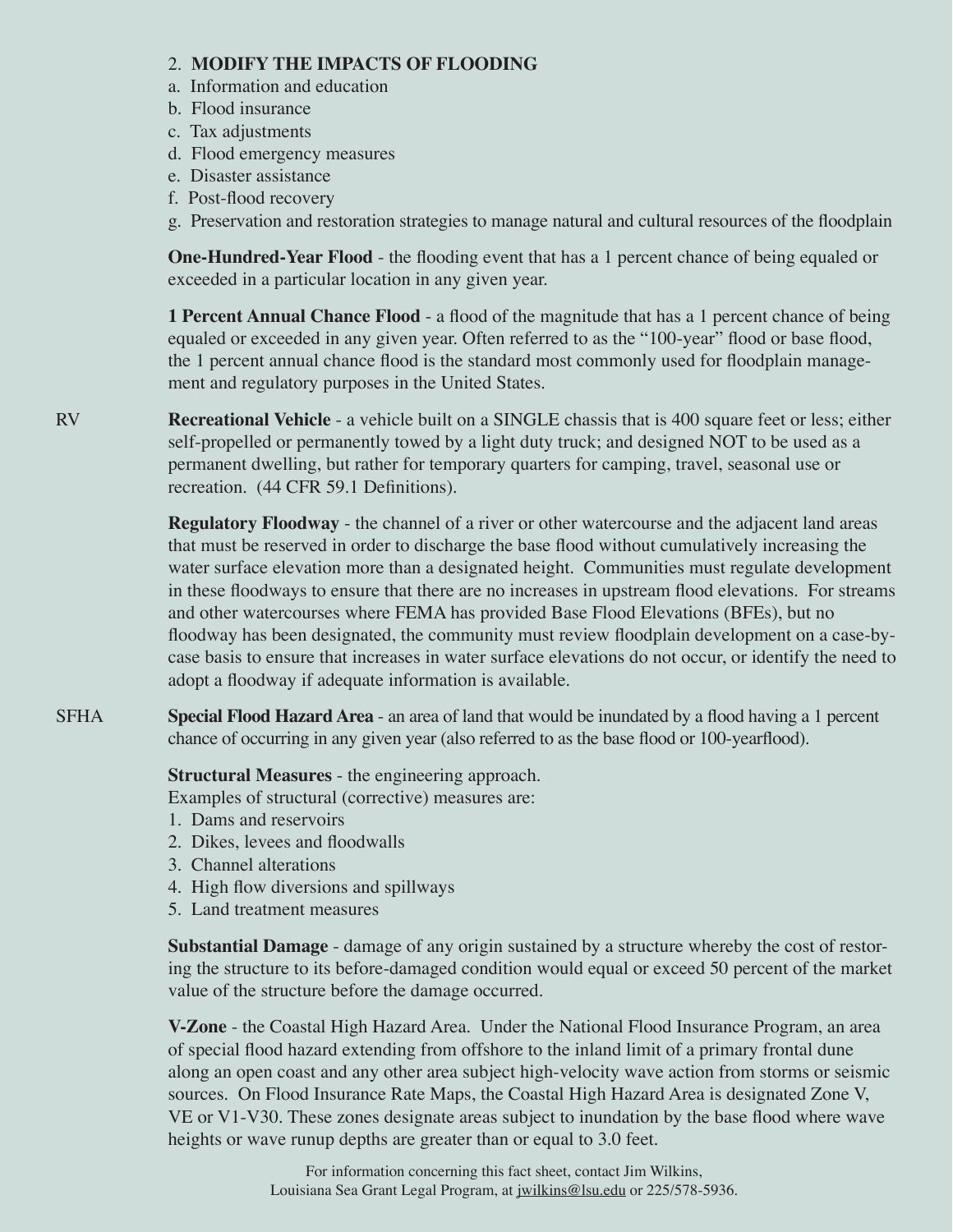2. **MODIFY THE IMPACTS OF FLOODING**

a. Information and education
b. Flood insurance
c. Tax adjustments
d. Flood emergency measures
e. Disaster assistance
f. Post-flood recovery
g. Preservation and restoration strategies to manage natural and cultural resources of the floodplain

**One-Hundred-Year Flood** - the flooding event that has a 1 percent chance of being equaled or exceeded in a particular location in any given year.

**1 Percent Annual Chance Flood** - a flood of the magnitude that has a 1 percent chance of being equaled or exceeded in any given year. Often referred to as the "100-year" flood or base flood, the 1 percent annual chance flood is the standard most commonly used for floodplain management and regulatory purposes in the United States.

RV **Recreational Vehicle** - a vehicle built on a SINGLE chassis that is 400 square feet or less; either self-propelled or permanently towed by a light duty truck; and designed NOT to be used as a permanent dwelling, but rather for temporary quarters for camping, travel, seasonal use or recreation. (44 CFR 59.1 Definitions).

**Regulatory Floodway** - the channel of a river or other watercourse and the adjacent land areas that must be reserved in order to discharge the base flood without cumulatively increasing the water surface elevation more than a designated height. Communities must regulate development in these floodways to ensure that there are no increases in upstream flood elevations. For streams and other watercourses where FEMA has provided Base Flood Elevations (BFEs), but no floodway has been designated, the community must review floodplain development on a case-by-case basis to ensure that increases in water surface elevations do not occur, or identify the need to adopt a floodway if adequate information is available.

SFHA **Special Flood Hazard Area** - an area of land that would be inundated by a flood having a 1 percent chance of occurring in any given year (also referred to as the base flood or 100-yearflood).

**Structural Measures** - the engineering approach.
Examples of structural (corrective) measures are:

1. Dams and reservoirs
2. Dikes, levees and floodwalls
3. Channel alterations
4. High flow diversions and spillways
5. Land treatment measures

**Substantial Damage** - damage of any origin sustained by a structure whereby the cost of restoring the structure to its before-damaged condition would equal or exceed 50 percent of the market value of the structure before the damage occurred.

**V-Zone** - the Coastal High Hazard Area. Under the National Flood Insurance Program, an area of special flood hazard extending from offshore to the inland limit of a primary frontal dune along an open coast and any other area subject high-velocity wave action from storms or seismic sources. On Flood Insurance Rate Maps, the Coastal High Hazard Area is designated Zone V, VE or V1-V30. These zones designate areas subject to inundation by the base flood where wave heights or wave runup depths are greater than or equal to 3.0 feet.

For information concerning this fact sheet, contact Jim Wilkins, Louisiana Sea Grant Legal Program, at jwilkins@lsu.edu or 225/578-5936.